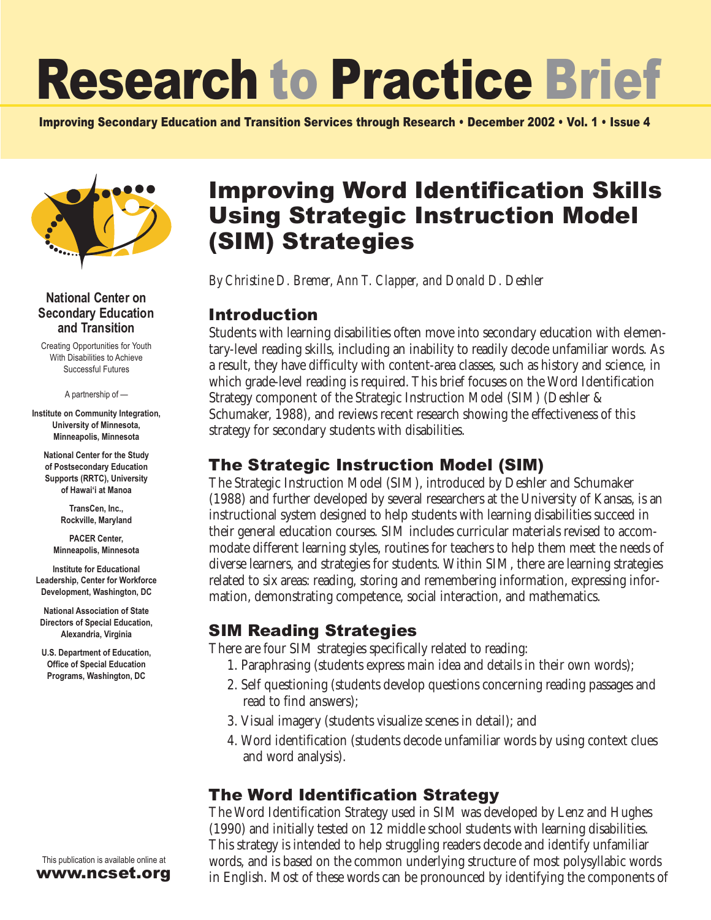# Research to Practice Brief

**Improving Secondary Education and Transition Services through Research • December 2002 • Vol. 1 • Issue 4**

**National Center on Secondary Education and Transition**

Creating Opportunities for Youth With Disabilities to Achieve Successful Futures

A partnership of —

**Institute on Community Integration, University of Minnesota, Minneapolis, Minnesota**

**National Center for the Study of Postsecondary Education Supports (RRTC), University of Hawai'i at Manoa**

**TransCen, Inc., Rockville, Maryland**

**PACER Center, Minneapolis, Minnesota**

**Institute for Educational Leadership, Center for Workforce Development, Washington, DC**

**National Association of State Directors of Special Education, Alexandria, Virginia**

**U.S. Department of Education, Office of Special Education Programs, Washington, DC**

This publication is available online at **www.ncset.org**

## Improving Word Identification Skills Using Strategic Instruction Model (SIM) Strategies

*By Christine D. Bremer, Ann T. Clapper, and Donald D. Deshler*

### Introduction

Students with learning disabilities often move into secondary education with elementary-level reading skills, including an inability to readily decode unfamiliar words. As a result, they have difficulty with content-area classes, such as history and science, in which grade-level reading is required. This brief focuses on the Word Identification Strategy component of the Strategic Instruction Model (SIM) (Deshler & Schumaker, 1988), and reviews recent research showing the effectiveness of this strategy for secondary students with disabilities.

### The Strategic Instruction Model (SIM)

The Strategic Instruction Model (SIM), introduced by Deshler and Schumaker (1988) and further developed by several researchers at the University of Kansas, is an instructional system designed to help students with learning disabilities succeed in their general education courses. SIM includes curricular materials revised to accommodate different learning styles, routines for teachers to help them meet the needs of diverse learners, and strategies for students. Within SIM, there are learning strategies related to six areas: reading, storing and remembering information, expressing information, demonstrating competence, social interaction, and mathematics.

### SIM Reading Strategies

There are four SIM strategies specifically related to reading:

1. Paraphrasing (students express main idea and details in their own words);
2. Self questioning (students develop questions concerning reading passages and read to find answers);
3. Visual imagery (students visualize scenes in detail); and
4. Word identification (students decode unfamiliar words by using context clues and word analysis).

### The Word Identification Strategy

The Word Identification Strategy used in SIM was developed by Lenz and Hughes (1990) and initially tested on 12 middle school students with learning disabilities. This strategy is intended to help struggling readers decode and identify unfamiliar words, and is based on the common underlying structure of most polysyllabic words in English. Most of these words can be pronounced by identifying the components of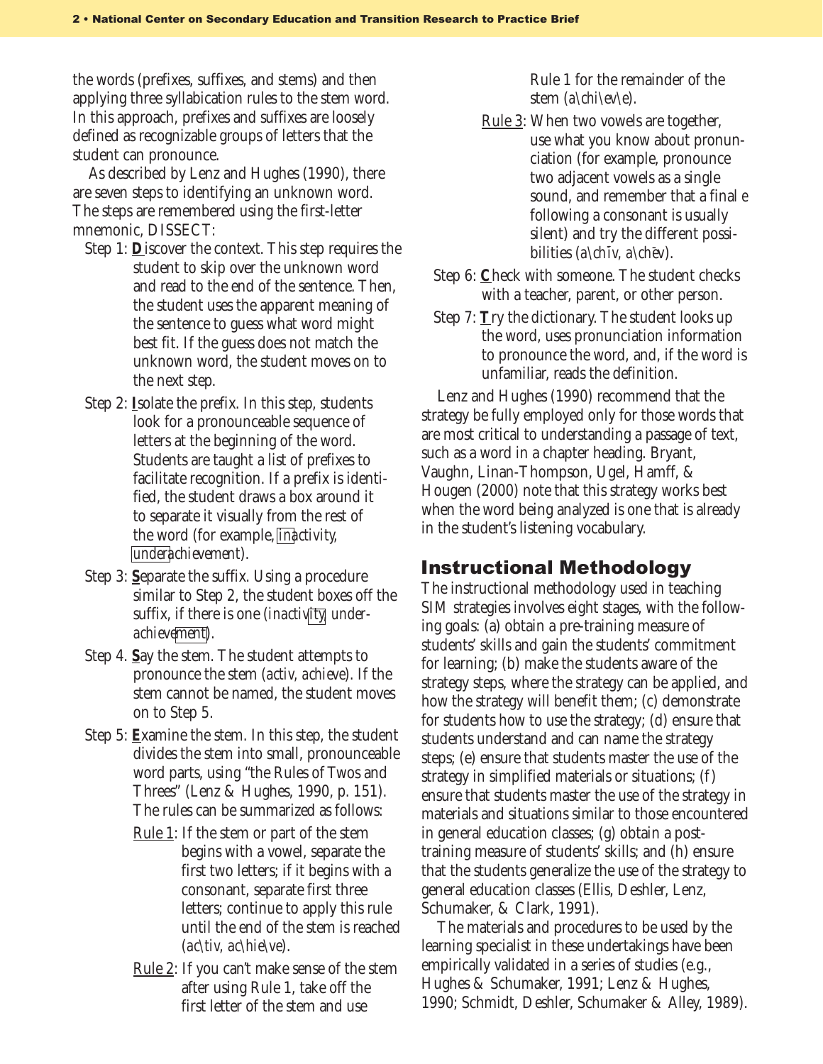the words (prefixes, suffixes, and stems) and then applying three syllabication rules to the stem word. In this approach, prefixes and suffixes are loosely defined as recognizable groups of letters that the student can pronounce.

As described by Lenz and Hughes (1990), there are seven steps to identifying an unknown word. The steps are remembered using the first-letter mnemonic, DISSECT:

Step 1: **D**iscover the context. This step requires the student to skip over the unknown word and read to the end of the sentence. Then, the student uses the apparent meaning of the sentence to guess what word might best fit. If the guess does not match the unknown word, the student moves on to the next step.

Step 2: **I**solate the prefix. In this step, students look for a pronounceable sequence of letters at the beginning of the word. Students are taught a list of prefixes to facilitate recognition. If a prefix is identified, the student draws a box around it to separate it visually from the rest of the word (for example, *[in]activity, [under]achievement*).

Step 3: **S**eparate the suffix. Using a procedure similar to Step 2, the student boxes off the suffix, if there is one (*inactiv[ity] underachieve[ment]*).

Step 4. **S**ay the stem. The student attempts to pronounce the stem (*activ, achieve*). If the stem cannot be named, the student moves on to Step 5.

Step 5: **E**xamine the stem. In this step, the student divides the stem into small, pronounceable word parts, using "the Rules of Twos and Threes" (Lenz & Hughes, 1990, p. 151). The rules can be summarized as follows:

- Rule 1: If the stem or part of the stem begins with a vowel, separate the first two letters; if it begins with a consonant, separate first three letters; continue to apply this rule until the end of the stem is reached (*ac\tiv, ac\hie\ve*).
- Rule 2: If you can't make sense of the stem after using Rule 1, take off the first letter of the stem and use Rule 1 for the remainder of the stem (*a\chi\ev\e*).
- Rule 3: When two vowels are together, use what you know about pronunciation (for example, pronounce two adjacent vowels as a single sound, and remember that a final *e* following a consonant is usually silent) and try the different possibilities (*a\chīv, a\chēv*).

Step 6: **C**heck with someone. The student checks with a teacher, parent, or other person.

Step 7: **T**ry the dictionary. The student looks up the word, uses pronunciation information to pronounce the word, and, if the word is unfamiliar, reads the definition.

Lenz and Hughes (1990) recommend that the strategy be fully employed only for those words that are most critical to understanding a passage of text, such as a word in a chapter heading. Bryant, Vaughn, Linan-Thompson, Ugel, Hamff, & Hougen (2000) note that this strategy works best when the word being analyzed is one that is already in the student's listening vocabulary.

## Instructional Methodology

The instructional methodology used in teaching SIM strategies involves eight stages, with the following goals: (a) obtain a pre-training measure of students' skills and gain the students' commitment for learning; (b) make the students aware of the strategy steps, where the strategy can be applied, and how the strategy will benefit them; (c) demonstrate for students how to use the strategy; (d) ensure that students understand and can name the strategy steps; (e) ensure that students master the use of the strategy in simplified materials or situations; (f) ensure that students master the use of the strategy in materials and situations similar to those encountered in general education classes; (g) obtain a post-training measure of students' skills; and (h) ensure that the students generalize the use of the strategy to general education classes (Ellis, Deshler, Lenz, Schumaker, & Clark, 1991).

The materials and procedures to be used by the learning specialist in these undertakings have been empirically validated in a series of studies (e.g., Hughes & Schumaker, 1991; Lenz & Hughes, 1990; Schmidt, Deshler, Schumaker & Alley, 1989).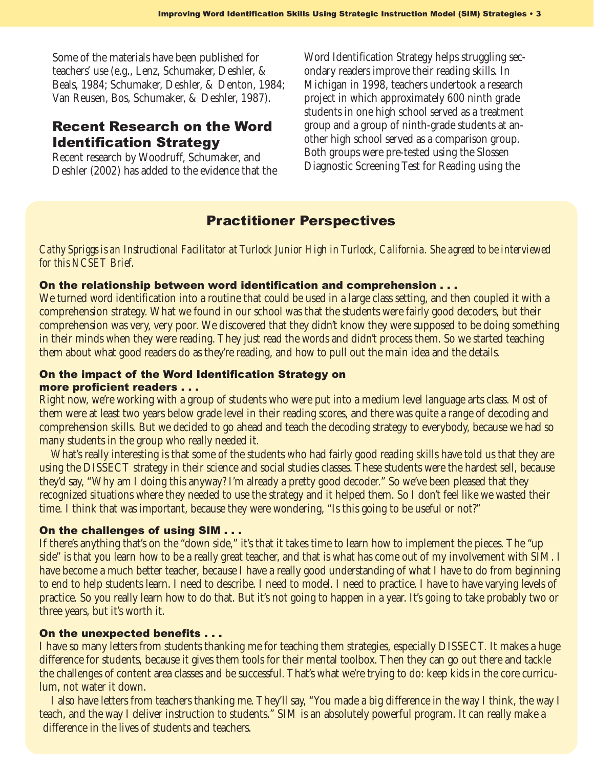Some of the materials have been published for teachers' use (e.g., Lenz, Schumaker, Deshler, & Beals, 1984; Schumaker, Deshler, & Denton, 1984; Van Reusen, Bos, Schumaker, & Deshler, 1987).

## Recent Research on the Word Identification Strategy

Recent research by Woodruff, Schumaker, and Deshler (2002) has added to the evidence that the Word Identification Strategy helps struggling secondary readers improve their reading skills. In Michigan in 1998, teachers undertook a research project in which approximately 600 ninth grade students in one high school served as a treatment group and a group of ninth-grade students at another high school served as a comparison group. Both groups were pre-tested using the Slossen Diagnostic Screening Test for Reading using the

## Practitioner Perspectives

*Cathy Spriggs is an Instructional Facilitator at Turlock Junior High in Turlock, California. She agreed to be interviewed for this NCSET Brief.*

### On the relationship between word identification and comprehension . . .

We turned word identification into a routine that could be used in a large class setting, and then coupled it with a comprehension strategy. What we found in our school was that the students were fairly good decoders, but their comprehension was very, very poor. We discovered that they didn't know they were supposed to be doing something in their minds when they were reading. They just read the words and didn't process them. So we started teaching them about what good readers do as they're reading, and how to pull out the main idea and the details.

### On the impact of the Word Identification Strategy on more proficient readers . . .

Right now, we're working with a group of students who were put into a medium level language arts class. Most of them were at least two years below grade level in their reading scores, and there was quite a range of decoding and comprehension skills. But we decided to go ahead and teach the decoding strategy to everybody, because we had so many students in the group who really needed it.

What's really interesting is that some of the students who had fairly good reading skills have told us that they are using the DISSECT strategy in their science and social studies classes. These students were the hardest sell, because they'd say, "Why am I doing this anyway? I'm already a pretty good decoder." So we've been pleased that they recognized situations where they needed to use the strategy and it helped them. So I don't feel like we wasted their time. I think that was important, because they were wondering, "Is this going to be useful or not?"

### On the challenges of using SIM . . .

If there's anything that's on the "down side," it's that it takes time to learn how to implement the pieces. The "up side" is that you learn how to be a really great teacher, and that is what has come out of my involvement with SIM. I have become a much better teacher, because I have a really good understanding of what I have to do from beginning to end to help students learn. I need to describe. I need to model. I need to practice. I have to have varying levels of practice. So you really learn how to do that. But it's not going to happen in a year. It's going to take probably two or three years, but it's worth it.

### On the unexpected benefits . . .

I have so many letters from students thanking me for teaching them strategies, especially DISSECT. It makes a huge difference for students, because it gives them tools for their mental toolbox. Then they can go out there and tackle the challenges of content area classes and be successful. That's what we're trying to do: keep kids in the core curriculum, not water it down.

I also have letters from teachers thanking me. They'll say, "You made a big difference in the way I think, the way I teach, and the way I deliver instruction to students." SIM is an absolutely powerful program. It can really make a difference in the lives of students and teachers.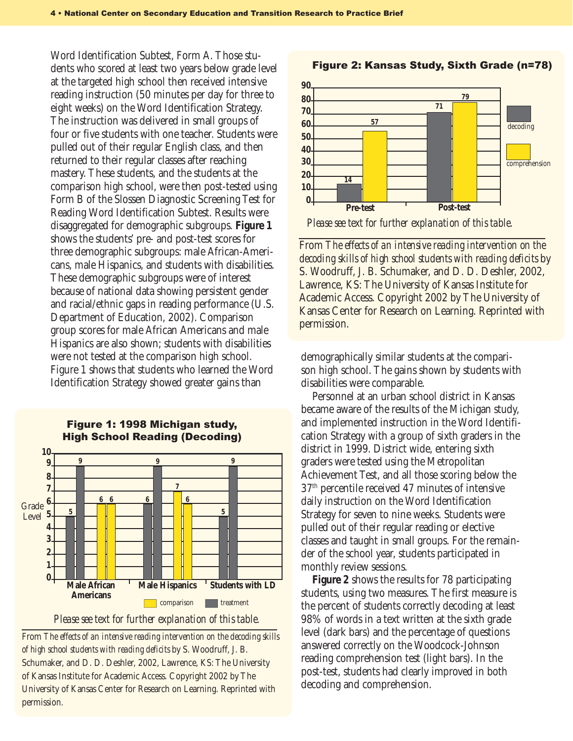Word Identification Subtest, Form A. Those students who scored at least two years below grade level at the targeted high school then received intensive reading instruction (50 minutes per day for three to eight weeks) on the Word Identification Strategy. The instruction was delivered in small groups of four or five students with one teacher. Students were pulled out of their regular English class, and then returned to their regular classes after reaching mastery. These students, and the students at the comparison high school, were then post-tested using Form B of the Slossen Diagnostic Screening Test for Reading Word Identification Subtest. Results were disaggregated for demographic subgroups. **Figure 1** shows the students' pre- and post-test scores for three demographic subgroups: male African-Americans, male Hispanics, and students with disabilities. These demographic subgroups were of interest because of national data showing persistent gender and racial/ethnic gaps in reading performance (U.S. Department of Education, 2002). Comparison group scores for male African Americans and male Hispanics are also shown; students with disabilities were not tested at the comparison high school. Figure 1 shows that students who learned the Word Identification Strategy showed greater gains than demographically similar students at the comparison high school. The gains shown by students with disabilities were comparable.

**Figure 1: 1998 Michigan study, High School Reading (Decoding)**

| Group | Treatment (pre) | Treatment (post) | Comparison (pre) | Comparison (post) |
|---|---|---|---|---|
| Male African Americans | 5 | 9 | 6 | 6 |
| Male Hispanics | 6 | 9 | 7 | 6 |
| Students with LD | 5 | 9 | | |

*Please see text for further explanation of this table.*

From *The effects of an intensive reading intervention on the decoding skills of high school students with reading deficits* by S. Woodruff, J. B. Schumaker, and D. D. Deshler, 2002, Lawrence, KS: The University of Kansas Institute for Academic Access. Copyright 2002 by The University of Kansas Center for Research on Learning. Reprinted with permission.

Personnel at an urban school district in Kansas became aware of the results of the Michigan study, and implemented instruction in the Word Identification Strategy with a group of sixth graders in the district in 1999. District wide, entering sixth graders were tested using the Metropolitan Achievement Test, and all those scoring below the 37th percentile received 47 minutes of intensive daily instruction on the Word Identification Strategy for seven to nine weeks. Students were pulled out of their regular reading or elective classes and taught in small groups. For the remainder of the school year, students participated in monthly review sessions.

**Figure 2** shows the results for 78 participating students, using two measures. The first measure is the percent of students correctly decoding at least 98% of words in a text written at the sixth grade level (dark bars) and the percentage of questions answered correctly on the Woodcock-Johnson reading comprehension test (light bars). In the post-test, students had clearly improved in both decoding and comprehension.

**Figure 2: Kansas Study, Sixth Grade (n=78)**

| | Decoding | Comprehension |
|---|---|---|
| Pre-test | 14 | 57 |
| Post-test | 71 | 79 |

*Please see text for further explanation of this table.*

From *The effects of an intensive reading intervention on the decoding skills of high school students with reading deficits* by S. Woodruff, J. B. Schumaker, and D. D. Deshler, 2002, Lawrence, KS: The University of Kansas Institute for Academic Access. Copyright 2002 by The University of Kansas Center for Research on Learning. Reprinted with permission.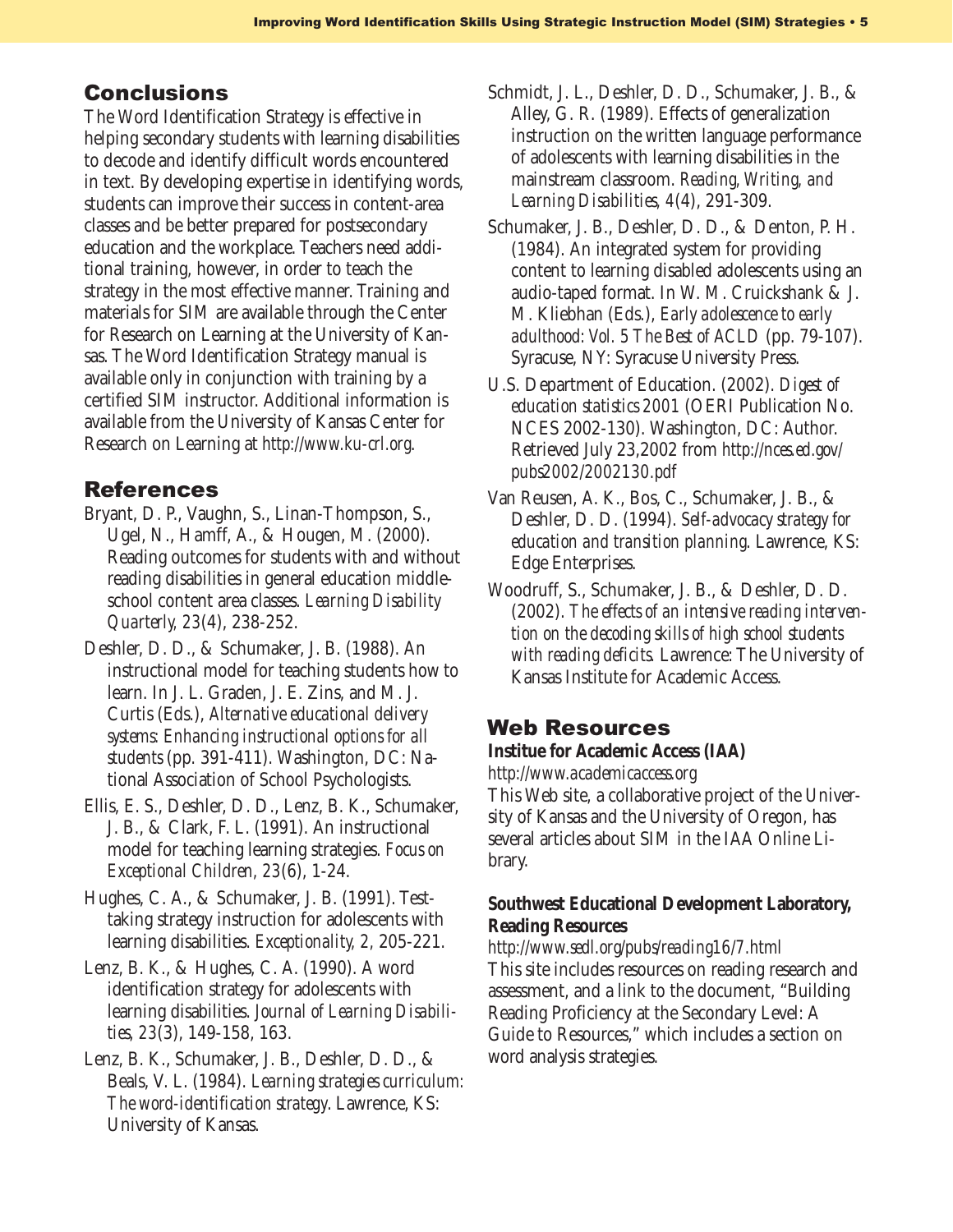## Conclusions

The Word Identification Strategy is effective in helping secondary students with learning disabilities to decode and identify difficult words encountered in text. By developing expertise in identifying words, students can improve their success in content-area classes and be better prepared for postsecondary education and the workplace. Teachers need additional training, however, in order to teach the strategy in the most effective manner. Training and materials for SIM are available through the Center for Research on Learning at the University of Kansas. The Word Identification Strategy manual is available only in conjunction with training by a certified SIM instructor. Additional information is available from the University of Kansas Center for Research on Learning at *http://www.ku-crl.org*.

## References

Bryant, D. P., Vaughn, S., Linan-Thompson, S., Ugel, N., Hamff, A., & Hougen, M. (2000). Reading outcomes for students with and without reading disabilities in general education middle-school content area classes. *Learning Disability Quarterly, 23(4)*, 238-252.

Deshler, D. D., & Schumaker, J. B. (1988). An instructional model for teaching students how to learn. In J. L. Graden, J. E. Zins, and M. J. Curtis (Eds.), *Alternative educational delivery systems: Enhancing instructional options for all students* (pp. 391-411). Washington, DC: National Association of School Psychologists.

Ellis, E. S., Deshler, D. D., Lenz, B. K., Schumaker, J. B., & Clark, F. L. (1991). An instructional model for teaching learning strategies. *Focus on Exceptional Children, 23*(6), 1-24.

Hughes, C. A., & Schumaker, J. B. (1991). Test-taking strategy instruction for adolescents with learning disabilities. *Exceptionality, 2,* 205-221.

Lenz, B. K., & Hughes, C. A. (1990). A word identification strategy for adolescents with learning disabilities. *Journal of Learning Disabilities, 23*(3), 149-158, 163.

Lenz, B. K., Schumaker, J. B., Deshler, D. D., & Beals, V. L. (1984). *Learning strategies curriculum: The word-identification strategy*. Lawrence, KS: University of Kansas.

Schmidt, J. L., Deshler, D. D., Schumaker, J. B., & Alley, G. R. (1989). Effects of generalization instruction on the written language performance of adolescents with learning disabilities in the mainstream classroom. *Reading, Writing, and Learning Disabilities, 4(4)*, 291-309.

Schumaker, J. B., Deshler, D. D., & Denton, P. H. (1984). An integrated system for providing content to learning disabled adolescents using an audio-taped format. In W. M. Cruickshank & J. M. Kliebhan (Eds.), *Early adolescence to early adulthood: Vol. 5 The Best of ACLD* (pp. 79-107). Syracuse, NY: Syracuse University Press.

U.S. Department of Education. (2002). *Digest of education statistics 2001* (OERI Publication No. NCES 2002-130). Washington, DC: Author. Retrieved July 23,2002 from *http://nces.ed.gov/pubs2002/2002130.pdf*

Van Reusen, A. K., Bos, C., Schumaker, J. B., & Deshler, D. D. (1994). *Self-advocacy strategy for education and transition planning*. Lawrence, KS: Edge Enterprises.

Woodruff, S., Schumaker, J. B., & Deshler, D. D. (2002). *The effects of an intensive reading intervention on the decoding skills of high school students with reading deficits.* Lawrence: The University of Kansas Institute for Academic Access.

## Web Resources

**Institue for Academic Access (IAA)**
*http://www.academicaccess.org*
This Web site, a collaborative project of the University of Kansas and the University of Oregon, has several articles about SIM in the IAA Online Library.

**Southwest Educational Development Laboratory, Reading Resources**
*http://www.sedl.org/pubs/reading16/7.html*
This site includes resources on reading research and assessment, and a link to the document, "Building Reading Proficiency at the Secondary Level: A Guide to Resources," which includes a section on word analysis strategies.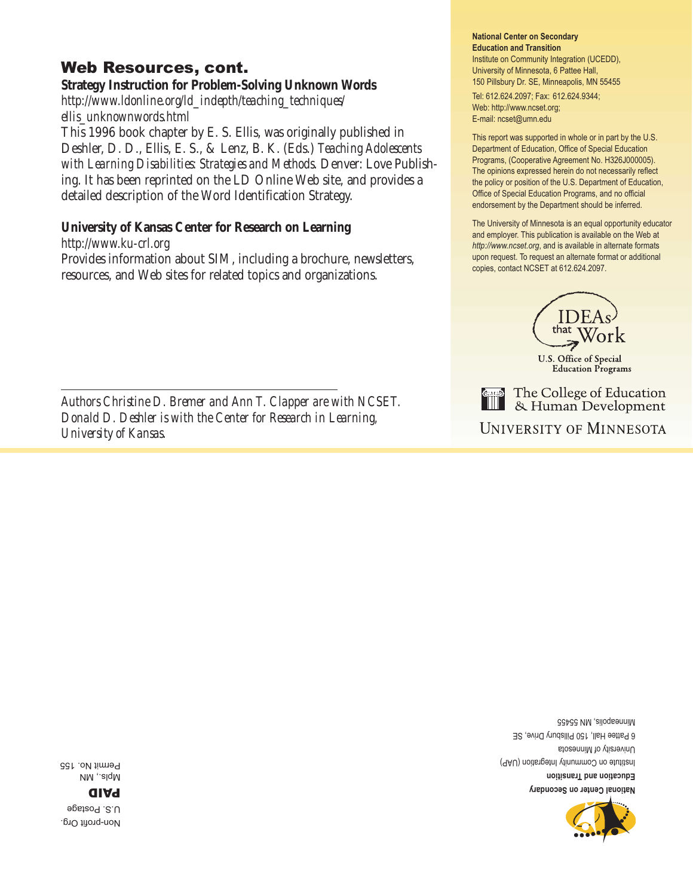## Web Resources, cont.

**Strategy Instruction for Problem-Solving Unknown Words**

*http://www.ldonline.org/ld_indepth/teaching_techniques/ellis_unknownwords.html*

This 1996 book chapter by E. S. Ellis, was originally published in Deshler, D. D., Ellis, E. S., & Lenz, B. K. (Eds.) *Teaching Adolescents with Learning Disabilities: Strategies and Methods*. Denver: Love Publishing. It has been reprinted on the LD Online Web site, and provides a detailed description of the Word Identification Strategy.

**University of Kansas Center for Research on Learning**

*http://www.ku-crl.org*

Provides information about SIM, including a brochure, newsletters, resources, and Web sites for related topics and organizations.

---

*Authors Christine D. Bremer and Ann T. Clapper are with NCSET. Donald D. Deshler is with the Center for Research in Learning, University of Kansas.*

**National Center on Secondary Education and Transition**
Institute on Community Integration (UCEDD),
University of Minnesota, 6 Pattee Hall,
150 Pillsbury Dr. SE, Minneapolis, MN 55455

Tel: 612.624.2097; Fax: 612.624.9344;
Web: http://www.ncset.org;
E-mail: ncset@umn.edu

This report was supported in whole or in part by the U.S. Department of Education, Office of Special Education Programs, (Cooperative Agreement No. H326J000005). The opinions expressed herein do not necessarily reflect the policy or position of the U.S. Department of Education, Office of Special Education Programs, and no official endorsement by the Department should be inferred.

The University of Minnesota is an equal opportunity educator and employer. This publication is available on the Web at *http://www.ncset.org*, and is available in alternate formats upon request. To request an alternate format or additional copies, contact NCSET at 612.624.2097.

IDEAs that Work
U.S. Office of Special Education Programs

The College of Education & Human Development
University of Minnesota

**National Center on Secondary Education and Transition**
Institute on Community Integration (UAP)
University of Minnesota
6 Pattee Hall, 150 Pillsbury Drive, SE
Minneapolis, MN 55455

Non-profit Org.
U.S. Postage
**PAID**
Mpls., MN
Permit No. 155